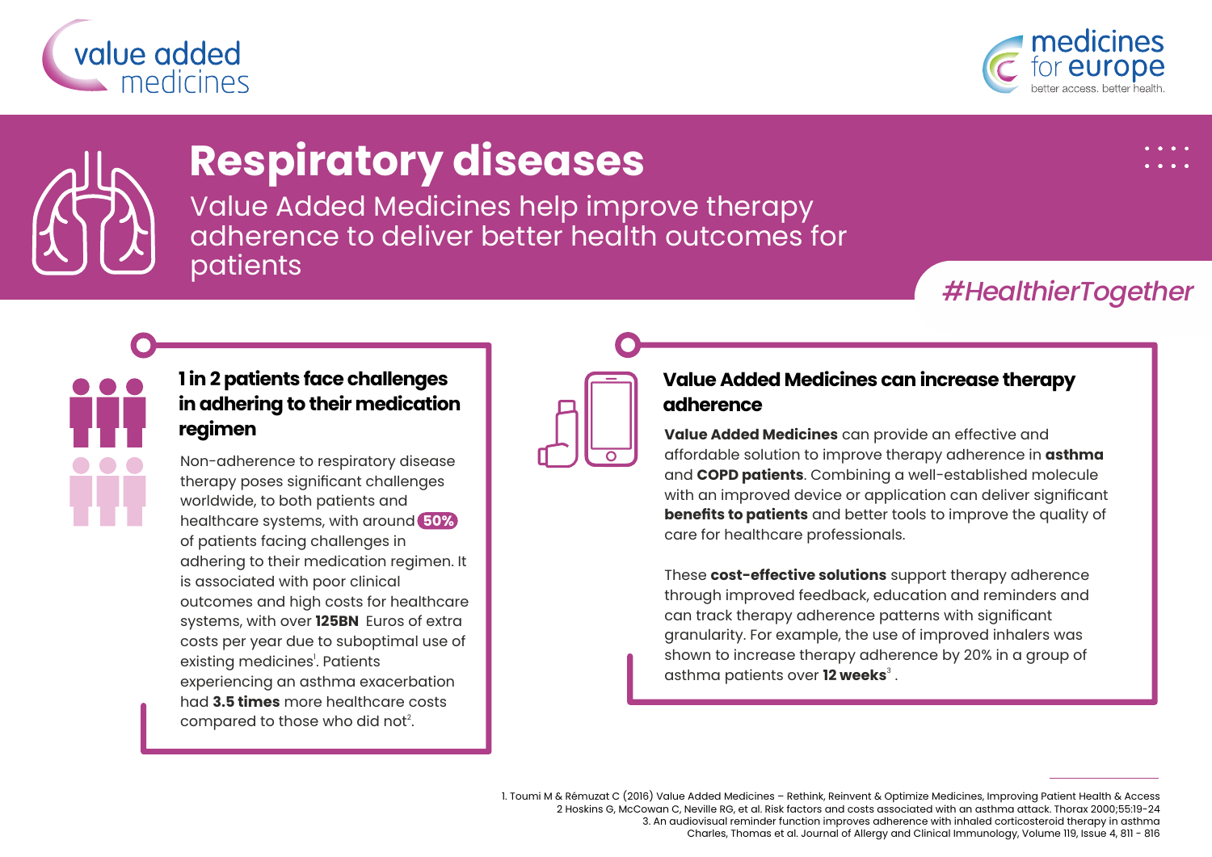value added medicines

medicines for europe
better access. better health.

# Respiratory diseases

## Value Added Medicines help improve therapy adherence to deliver better health outcomes for patients

#HealthierTogether

### 1 in 2 patients face challenges in adhering to their medication regimen

Non-adherence to respiratory disease therapy poses significant challenges worldwide, to both patients and healthcare systems, with around **50%** of patients facing challenges in adhering to their medication regimen. It is associated with poor clinical outcomes and high costs for healthcare systems, with over **125BN** Euros of extra costs per year due to suboptimal use of existing medicines[1]. Patients experiencing an asthma exacerbation had **3.5 times** more healthcare costs compared to those who did not[2].

### Value Added Medicines can increase therapy adherence

**Value Added Medicines** can provide an effective and affordable solution to improve therapy adherence in **asthma** and **COPD patients**. Combining a well-established molecule with an improved device or application can deliver significant **benefits to patients** and better tools to improve the quality of care for healthcare professionals.

These **cost-effective solutions** support therapy adherence through improved feedback, education and reminders and can track therapy adherence patterns with significant granularity. For example, the use of improved inhalers was shown to increase therapy adherence by 20% in a group of asthma patients over **12 weeks**[3].

---

1. Toumi M & Rémuzat C (2016) Value Added Medicines – Rethink, Reinvent & Optimize Medicines, Improving Patient Health & Access
2. Hoskins G, McCowan C, Neville RG, et al. Risk factors and costs associated with an asthma attack. Thorax 2000;55:19-24
3. An audiovisual reminder function improves adherence with inhaled corticosteroid therapy in asthma Charles, Thomas et al. Journal of Allergy and Clinical Immunology, Volume 119, Issue 4, 811 - 816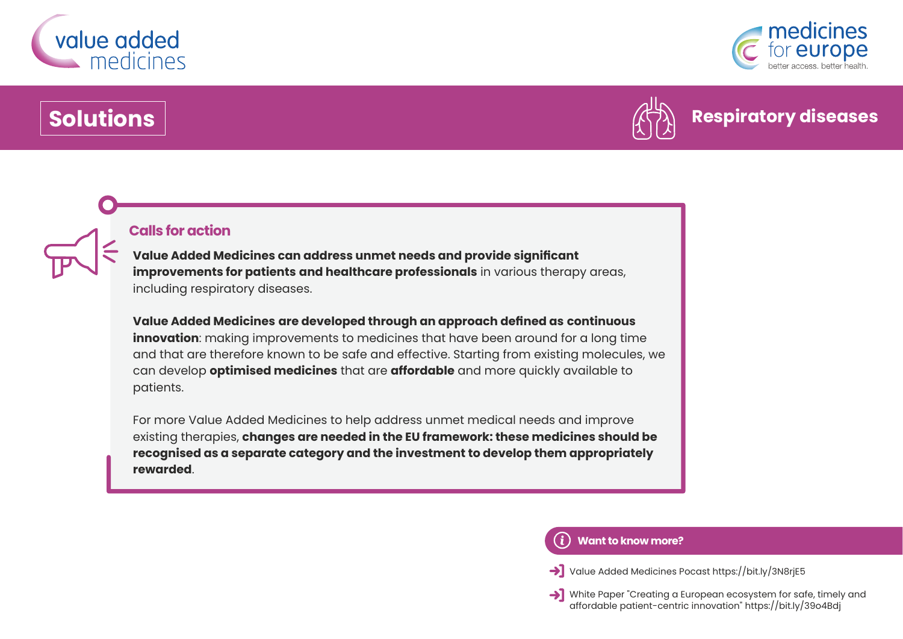value added medicines

medicines for europe
better access. better health.

# Solutions

## Respiratory diseases

### Calls for action

**Value Added Medicines can address unmet needs and provide significant improvements for patients and healthcare professionals** in various therapy areas, including respiratory diseases.

**Value Added Medicines are developed through an approach defined as continuous innovation**: making improvements to medicines that have been around for a long time and that are therefore known to be safe and effective. Starting from existing molecules, we can develop **optimised medicines** that are **affordable** and more quickly available to patients.

For more Value Added Medicines to help address unmet medical needs and improve existing therapies, **changes are needed in the EU framework: these medicines should be recognised as a separate category and the investment to develop them appropriately rewarded**.

**Want to know more?**

- Value Added Medicines Pocast https://bit.ly/3N8rjE5
- White Paper "Creating a European ecosystem for safe, timely and affordable patient-centric innovation" https://bit.ly/39o4Bdj